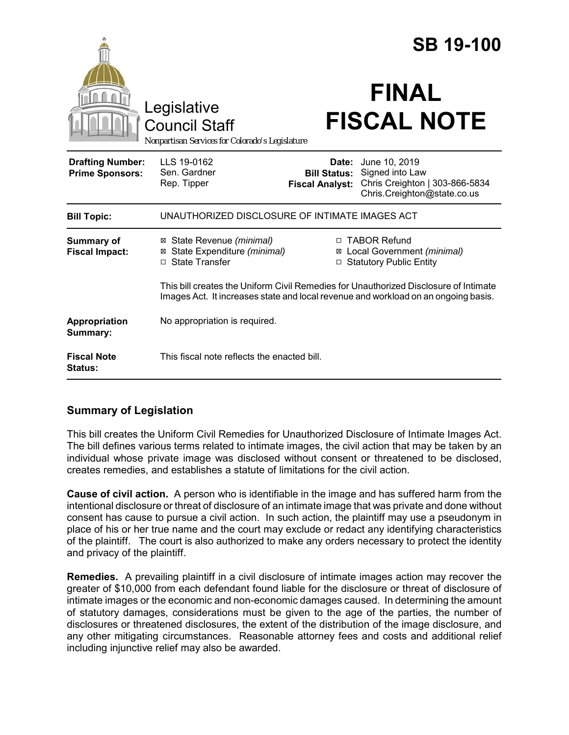Legislative Council Staff

*Nonpartisan Services for Colorado's Legislature*

# SB 19-100

# FINAL FISCAL NOTE

| | | | |
|---|---|---|---|
| **Drafting Number:** | LLS 19-0162 | **Date:** | June 10, 2019 |
| **Prime Sponsors:** | Sen. Gardner<br>Rep. Tipper | **Bill Status:** | Signed into Law |
| | | **Fiscal Analyst:** | Chris Creighton \| 303-866-5834<br>Chris.Creighton@state.co.us |

| | |
|---|---|
| **Bill Topic:** | UNAUTHORIZED DISCLOSURE OF INTIMATE IMAGES ACT |
| **Summary of Fiscal Impact:** | ☒ State Revenue *(minimal)*<br>☒ State Expenditure *(minimal)*<br>☐ State Transfer<br>☐ TABOR Refund<br>☒ Local Government *(minimal)*<br>☐ Statutory Public Entity<br><br>This bill creates the Uniform Civil Remedies for Unauthorized Disclosure of Intimate Images Act. It increases state and local revenue and workload on an ongoing basis. |
| **Appropriation Summary:** | No appropriation is required. |
| **Fiscal Note Status:** | This fiscal note reflects the enacted bill. |

## Summary of Legislation

This bill creates the Uniform Civil Remedies for Unauthorized Disclosure of Intimate Images Act. The bill defines various terms related to intimate images, the civil action that may be taken by an individual whose private image was disclosed without consent or threatened to be disclosed, creates remedies, and establishes a statute of limitations for the civil action.

**Cause of civil action.** A person who is identifiable in the image and has suffered harm from the intentional disclosure or threat of disclosure of an intimate image that was private and done without consent has cause to pursue a civil action. In such action, the plaintiff may use a pseudonym in place of his or her true name and the court may exclude or redact any identifying characteristics of the plaintiff. The court is also authorized to make any orders necessary to protect the identity and privacy of the plaintiff.

**Remedies.** A prevailing plaintiff in a civil disclosure of intimate images action may recover the greater of $10,000 from each defendant found liable for the disclosure or threat of disclosure of intimate images or the economic and non-economic damages caused. In determining the amount of statutory damages, considerations must be given to the age of the parties, the number of disclosures or threatened disclosures, the extent of the distribution of the image disclosure, and any other mitigating circumstances. Reasonable attorney fees and costs and additional relief including injunctive relief may also be awarded.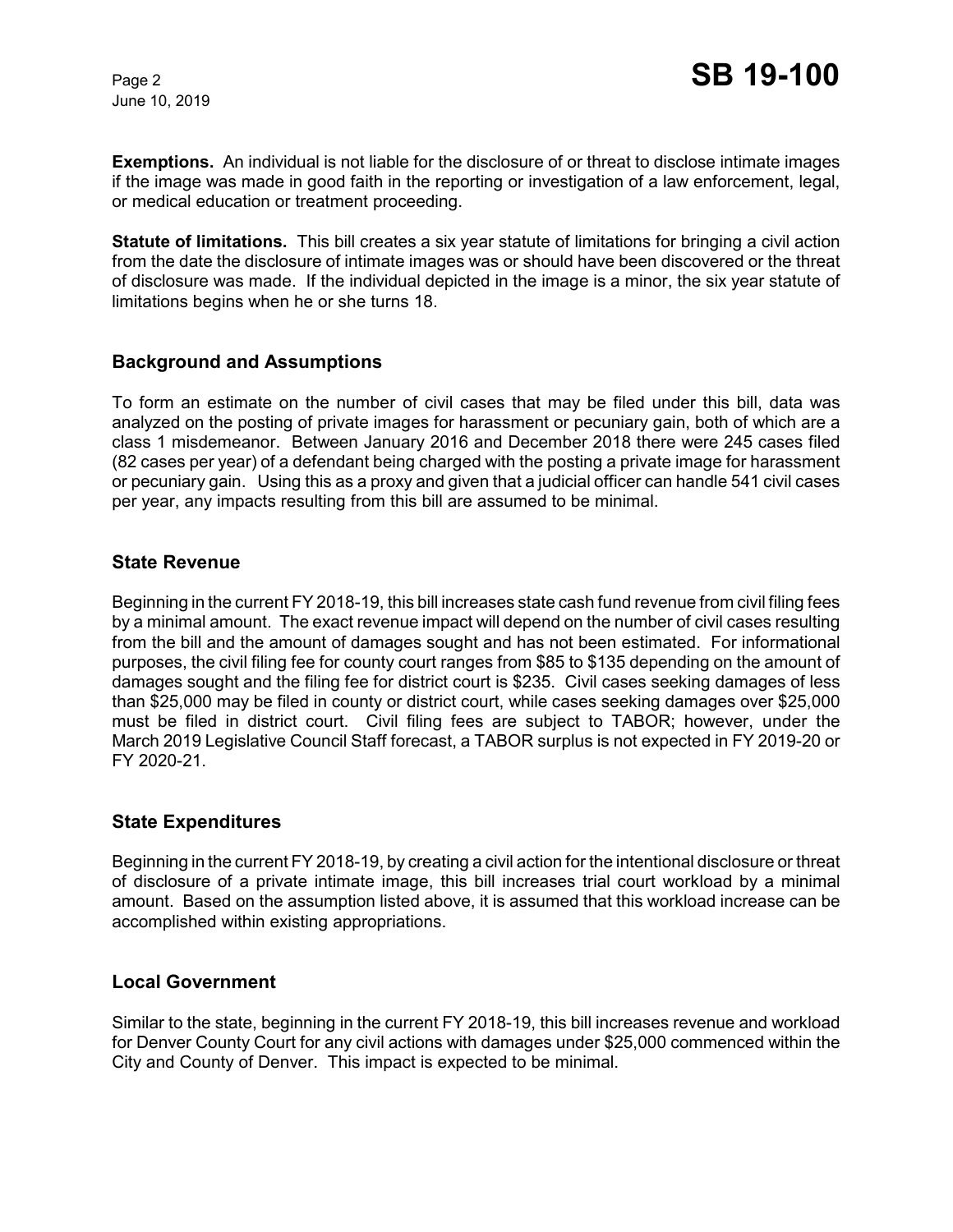**Exemptions.** An individual is not liable for the disclosure of or threat to disclose intimate images if the image was made in good faith in the reporting or investigation of a law enforcement, legal, or medical education or treatment proceeding.

**Statute of limitations.** This bill creates a six year statute of limitations for bringing a civil action from the date the disclosure of intimate images was or should have been discovered or the threat of disclosure was made. If the individual depicted in the image is a minor, the six year statute of limitations begins when he or she turns 18.

## Background and Assumptions

To form an estimate on the number of civil cases that may be filed under this bill, data was analyzed on the posting of private images for harassment or pecuniary gain, both of which are a class 1 misdemeanor. Between January 2016 and December 2018 there were 245 cases filed (82 cases per year) of a defendant being charged with the posting a private image for harassment or pecuniary gain. Using this as a proxy and given that a judicial officer can handle 541 civil cases per year, any impacts resulting from this bill are assumed to be minimal.

## State Revenue

Beginning in the current FY 2018-19, this bill increases state cash fund revenue from civil filing fees by a minimal amount. The exact revenue impact will depend on the number of civil cases resulting from the bill and the amount of damages sought and has not been estimated. For informational purposes, the civil filing fee for county court ranges from $85 to $135 depending on the amount of damages sought and the filing fee for district court is $235. Civil cases seeking damages of less than $25,000 may be filed in county or district court, while cases seeking damages over $25,000 must be filed in district court. Civil filing fees are subject to TABOR; however, under the March 2019 Legislative Council Staff forecast, a TABOR surplus is not expected in FY 2019-20 or FY 2020-21.

## State Expenditures

Beginning in the current FY 2018-19, by creating a civil action for the intentional disclosure or threat of disclosure of a private intimate image, this bill increases trial court workload by a minimal amount. Based on the assumption listed above, it is assumed that this workload increase can be accomplished within existing appropriations.

## Local Government

Similar to the state, beginning in the current FY 2018-19, this bill increases revenue and workload for Denver County Court for any civil actions with damages under $25,000 commenced within the City and County of Denver. This impact is expected to be minimal.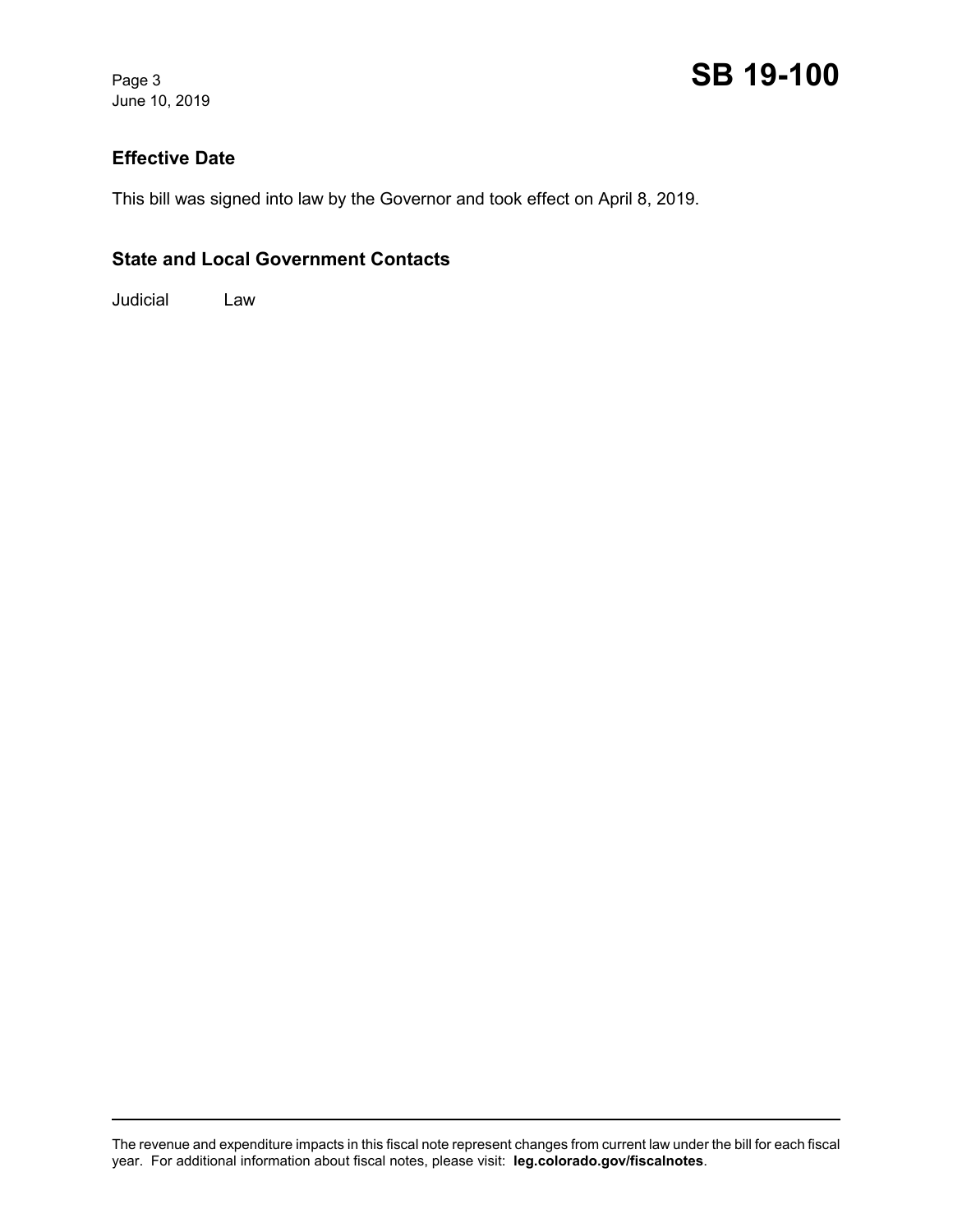## Effective Date

This bill was signed into law by the Governor and took effect on April 8, 2019.

## State and Local Government Contacts

Judicial	Law

The revenue and expenditure impacts in this fiscal note represent changes from current law under the bill for each fiscal year. For additional information about fiscal notes, please visit: **leg.colorado.gov/fiscalnotes**.